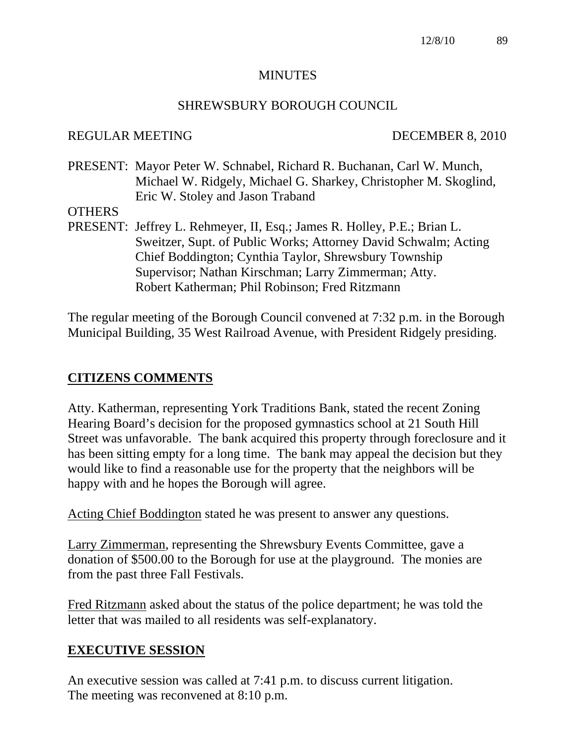# MINUTES

## SHREWSBURY BOROUGH COUNCIL

REGULAR MEETING DECEMBER 8, 2010

PRESENT: Mayor Peter W. Schnabel, Richard R. Buchanan, Carl W. Munch, Michael W. Ridgely, Michael G. Sharkey, Christopher M. Skoglind, Eric W. Stoley and Jason Traband

OTHERS PRESENT: Jeffrey L. Rehmeyer, II, Esq.; James R. Holley, P.E.; Brian L. Sweitzer, Supt. of Public Works; Attorney David Schwalm; Acting Chief Boddington; Cynthia Taylor, Shrewsbury Township Supervisor; Nathan Kirschman; Larry Zimmerman; Atty. Robert Katherman; Phil Robinson; Fred Ritzmann

The regular meeting of the Borough Council convened at 7:32 p.m. in the Borough Municipal Building, 35 West Railroad Avenue, with President Ridgely presiding.

## CITIZENS COMMENTS

Atty. Katherman, representing York Traditions Bank, stated the recent Zoning Hearing Board's decision for the proposed gymnastics school at 21 South Hill Street was unfavorable. The bank acquired this property through foreclosure and it has been sitting empty for a long time. The bank may appeal the decision but they would like to find a reasonable use for the property that the neighbors will be happy with and he hopes the Borough will agree.

Acting Chief Boddington stated he was present to answer any questions.

Larry Zimmerman, representing the Shrewsbury Events Committee, gave a donation of $500.00 to the Borough for use at the playground. The monies are from the past three Fall Festivals.

Fred Ritzmann asked about the status of the police department; he was told the letter that was mailed to all residents was self-explanatory.

## EXECUTIVE SESSION

An executive session was called at 7:41 p.m. to discuss current litigation. The meeting was reconvened at 8:10 p.m.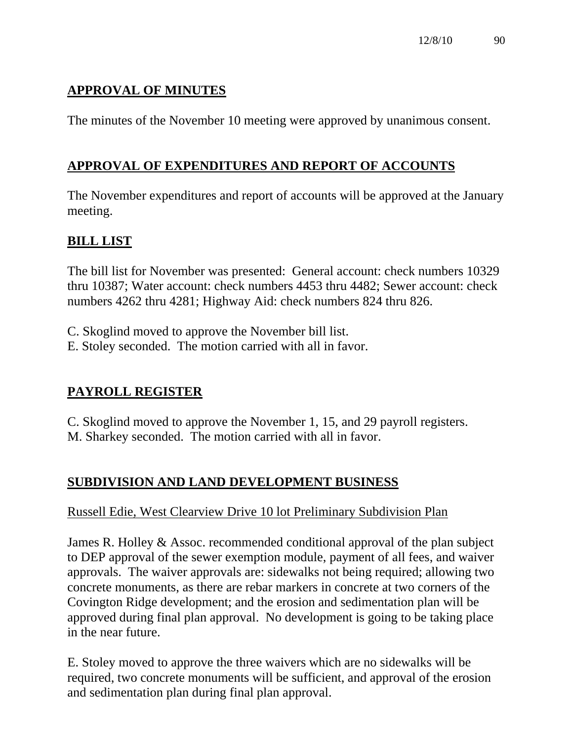## APPROVAL OF MINUTES

The minutes of the November 10 meeting were approved by unanimous consent.

## APPROVAL OF EXPENDITURES AND REPORT OF ACCOUNTS

The November expenditures and report of accounts will be approved at the January meeting.

## BILL LIST

The bill list for November was presented: General account: check numbers 10329 thru 10387; Water account: check numbers 4453 thru 4482; Sewer account: check numbers 4262 thru 4281; Highway Aid: check numbers 824 thru 826.

C. Skoglind moved to approve the November bill list.
E. Stoley seconded. The motion carried with all in favor.

## PAYROLL REGISTER

C. Skoglind moved to approve the November 1, 15, and 29 payroll registers.
M. Sharkey seconded. The motion carried with all in favor.

## SUBDIVISION AND LAND DEVELOPMENT BUSINESS

Russell Edie, West Clearview Drive 10 lot Preliminary Subdivision Plan

James R. Holley & Assoc. recommended conditional approval of the plan subject to DEP approval of the sewer exemption module, payment of all fees, and waiver approvals. The waiver approvals are: sidewalks not being required; allowing two concrete monuments, as there are rebar markers in concrete at two corners of the Covington Ridge development; and the erosion and sedimentation plan will be approved during final plan approval. No development is going to be taking place in the near future.

E. Stoley moved to approve the three waivers which are no sidewalks will be required, two concrete monuments will be sufficient, and approval of the erosion and sedimentation plan during final plan approval.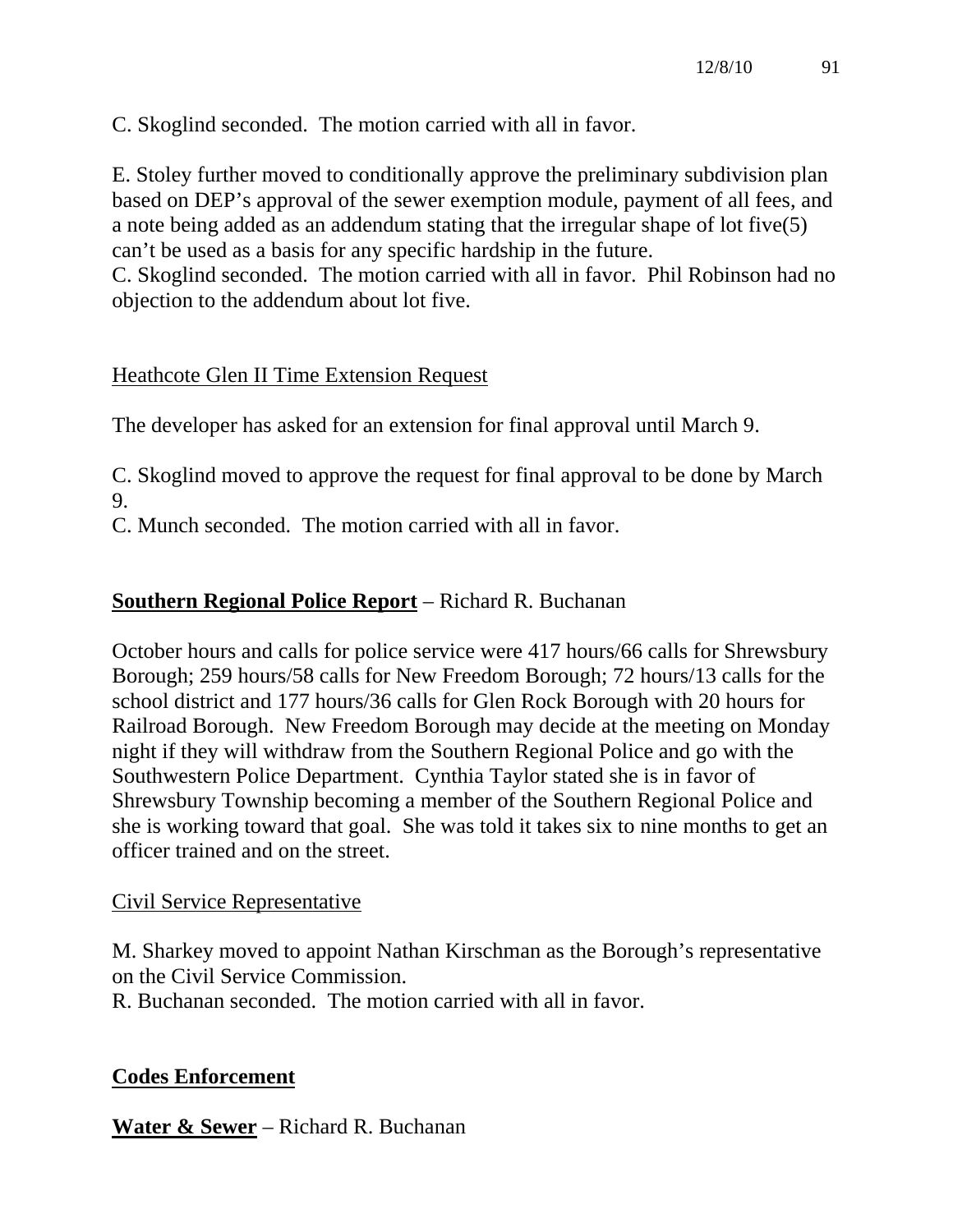C. Skoglind seconded. The motion carried with all in favor.

E. Stoley further moved to conditionally approve the preliminary subdivision plan based on DEP's approval of the sewer exemption module, payment of all fees, and a note being added as an addendum stating that the irregular shape of lot five(5) can't be used as a basis for any specific hardship in the future.
C. Skoglind seconded. The motion carried with all in favor. Phil Robinson had no objection to the addendum about lot five.

<u>Heathcote Glen II Time Extension Request</u>

The developer has asked for an extension for final approval until March 9.

C. Skoglind moved to approve the request for final approval to be done by March 9.
C. Munch seconded. The motion carried with all in favor.

**<u>Southern Regional Police Report</u>** – Richard R. Buchanan

October hours and calls for police service were 417 hours/66 calls for Shrewsbury Borough; 259 hours/58 calls for New Freedom Borough; 72 hours/13 calls for the school district and 177 hours/36 calls for Glen Rock Borough with 20 hours for Railroad Borough. New Freedom Borough may decide at the meeting on Monday night if they will withdraw from the Southern Regional Police and go with the Southwestern Police Department. Cynthia Taylor stated she is in favor of Shrewsbury Township becoming a member of the Southern Regional Police and she is working toward that goal. She was told it takes six to nine months to get an officer trained and on the street.

<u>Civil Service Representative</u>

M. Sharkey moved to appoint Nathan Kirschman as the Borough's representative on the Civil Service Commission.
R. Buchanan seconded. The motion carried with all in favor.

**<u>Codes Enforcement</u>**

**<u>Water & Sewer</u>** – Richard R. Buchanan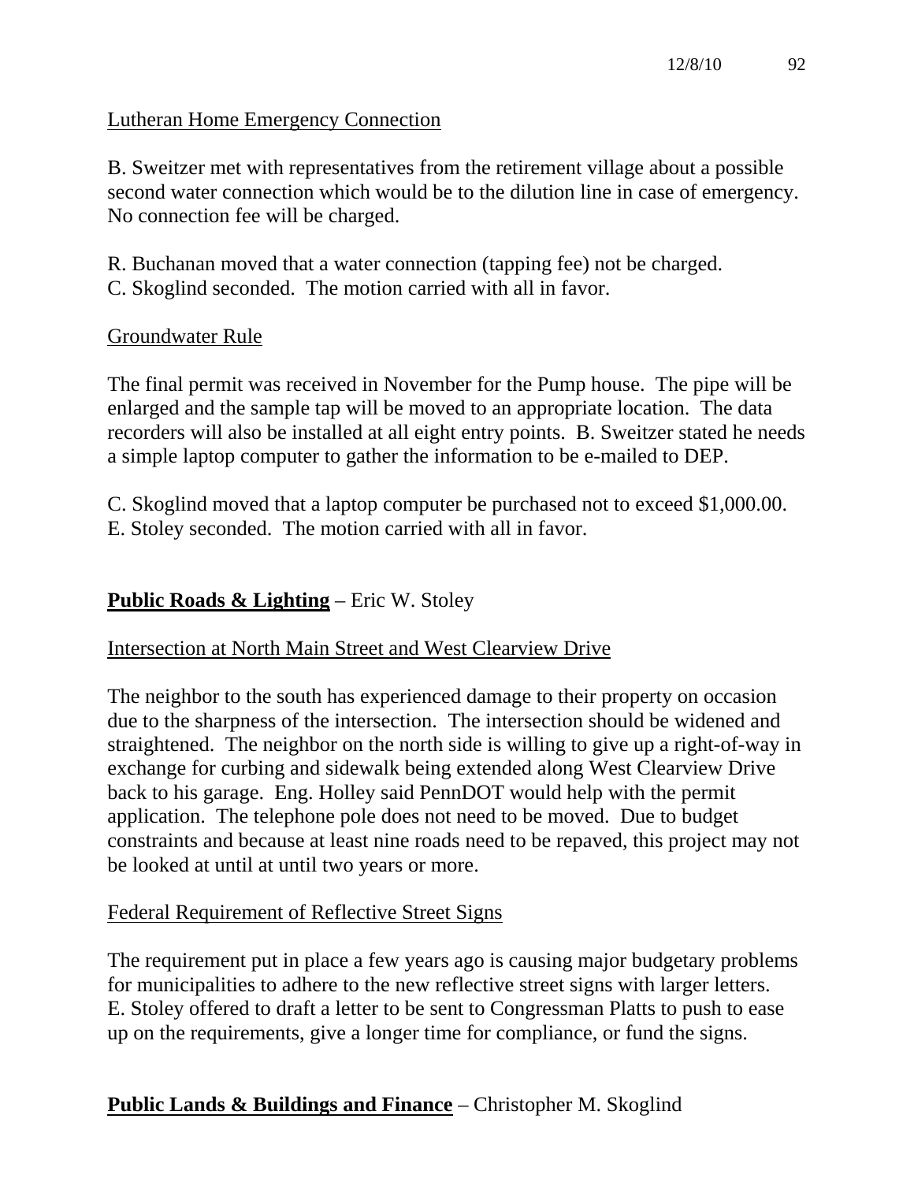Lutheran Home Emergency Connection

B. Sweitzer met with representatives from the retirement village about a possible second water connection which would be to the dilution line in case of emergency. No connection fee will be charged.

R. Buchanan moved that a water connection (tapping fee) not be charged.
C. Skoglind seconded. The motion carried with all in favor.

Groundwater Rule

The final permit was received in November for the Pump house. The pipe will be enlarged and the sample tap will be moved to an appropriate location. The data recorders will also be installed at all eight entry points. B. Sweitzer stated he needs a simple laptop computer to gather the information to be e-mailed to DEP.

C. Skoglind moved that a laptop computer be purchased not to exceed $1,000.00.
E. Stoley seconded. The motion carried with all in favor.

**Public Roads & Lighting** – Eric W. Stoley

Intersection at North Main Street and West Clearview Drive

The neighbor to the south has experienced damage to their property on occasion due to the sharpness of the intersection. The intersection should be widened and straightened. The neighbor on the north side is willing to give up a right-of-way in exchange for curbing and sidewalk being extended along West Clearview Drive back to his garage. Eng. Holley said PennDOT would help with the permit application. The telephone pole does not need to be moved. Due to budget constraints and because at least nine roads need to be repaved, this project may not be looked at until at until two years or more.

Federal Requirement of Reflective Street Signs

The requirement put in place a few years ago is causing major budgetary problems for municipalities to adhere to the new reflective street signs with larger letters. E. Stoley offered to draft a letter to be sent to Congressman Platts to push to ease up on the requirements, give a longer time for compliance, or fund the signs.

**Public Lands & Buildings and Finance** – Christopher M. Skoglind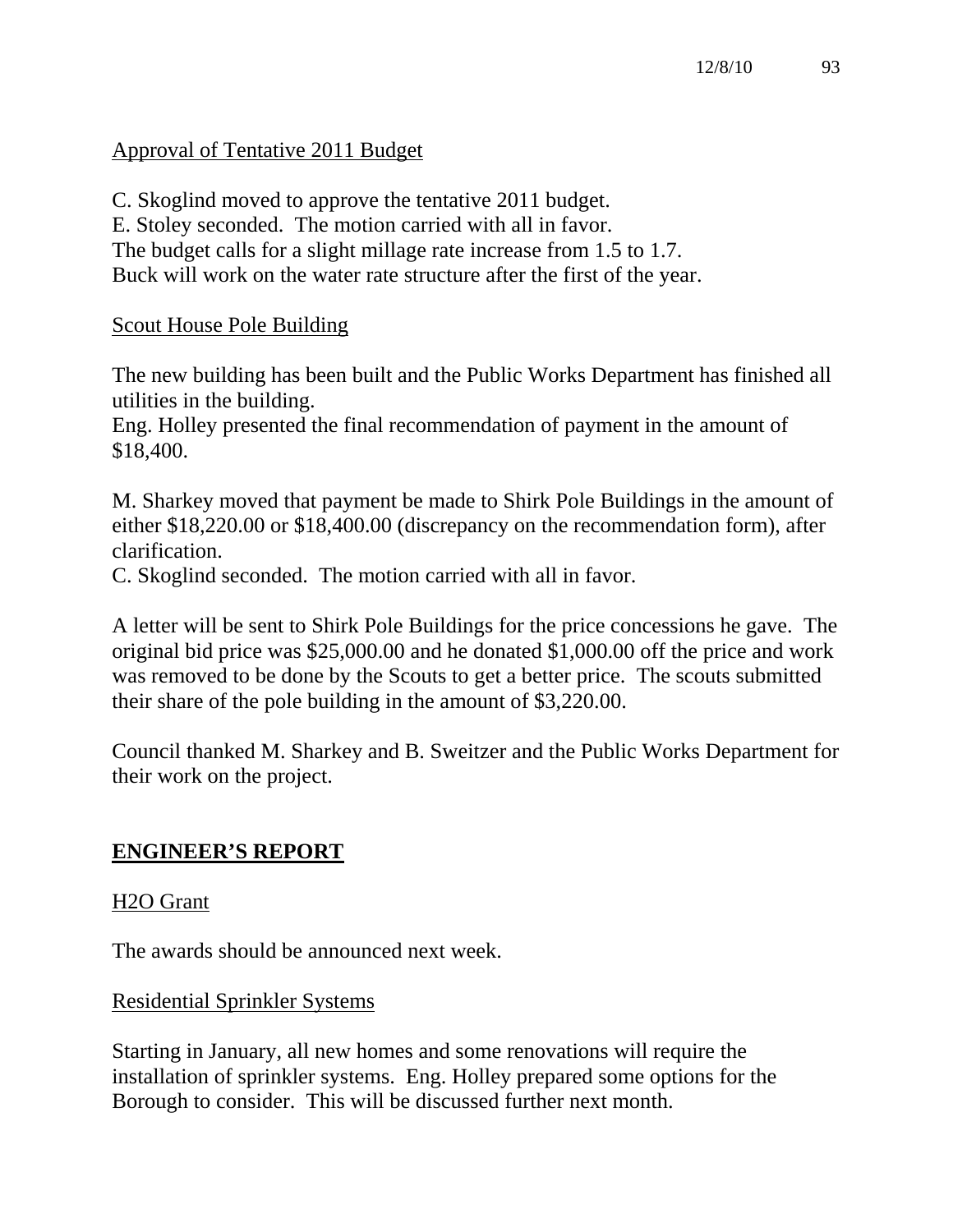Approval of Tentative 2011 Budget

C. Skoglind moved to approve the tentative 2011 budget.
E. Stoley seconded. The motion carried with all in favor.
The budget calls for a slight millage rate increase from 1.5 to 1.7.
Buck will work on the water rate structure after the first of the year.

Scout House Pole Building

The new building has been built and the Public Works Department has finished all utilities in the building.
Eng. Holley presented the final recommendation of payment in the amount of $18,400.

M. Sharkey moved that payment be made to Shirk Pole Buildings in the amount of either $18,220.00 or $18,400.00 (discrepancy on the recommendation form), after clarification.
C. Skoglind seconded. The motion carried with all in favor.

A letter will be sent to Shirk Pole Buildings for the price concessions he gave. The original bid price was $25,000.00 and he donated $1,000.00 off the price and work was removed to be done by the Scouts to get a better price. The scouts submitted their share of the pole building in the amount of $3,220.00.

Council thanked M. Sharkey and B. Sweitzer and the Public Works Department for their work on the project.

## ENGINEER'S REPORT

H2O Grant

The awards should be announced next week.

Residential Sprinkler Systems

Starting in January, all new homes and some renovations will require the installation of sprinkler systems. Eng. Holley prepared some options for the Borough to consider. This will be discussed further next month.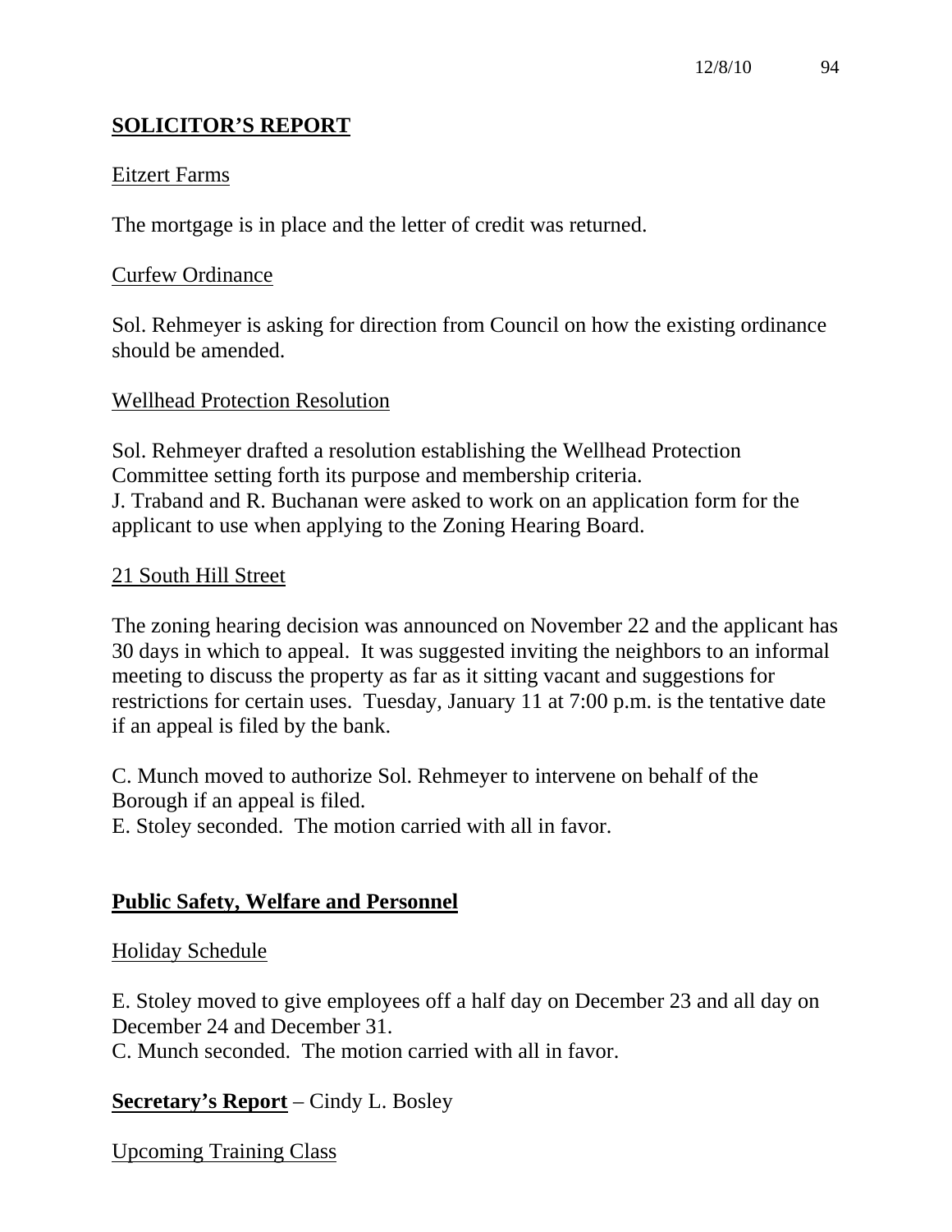## SOLICITOR'S REPORT

Eitzert Farms

The mortgage is in place and the letter of credit was returned.

Curfew Ordinance

Sol. Rehmeyer is asking for direction from Council on how the existing ordinance should be amended.

Wellhead Protection Resolution

Sol. Rehmeyer drafted a resolution establishing the Wellhead Protection Committee setting forth its purpose and membership criteria.
J. Traband and R. Buchanan were asked to work on an application form for the applicant to use when applying to the Zoning Hearing Board.

21 South Hill Street

The zoning hearing decision was announced on November 22 and the applicant has 30 days in which to appeal. It was suggested inviting the neighbors to an informal meeting to discuss the property as far as it sitting vacant and suggestions for restrictions for certain uses. Tuesday, January 11 at 7:00 p.m. is the tentative date if an appeal is filed by the bank.

C. Munch moved to authorize Sol. Rehmeyer to intervene on behalf of the Borough if an appeal is filed.
E. Stoley seconded. The motion carried with all in favor.

## Public Safety, Welfare and Personnel

Holiday Schedule

E. Stoley moved to give employees off a half day on December 23 and all day on December 24 and December 31.
C. Munch seconded. The motion carried with all in favor.

**Secretary's Report** – Cindy L. Bosley

Upcoming Training Class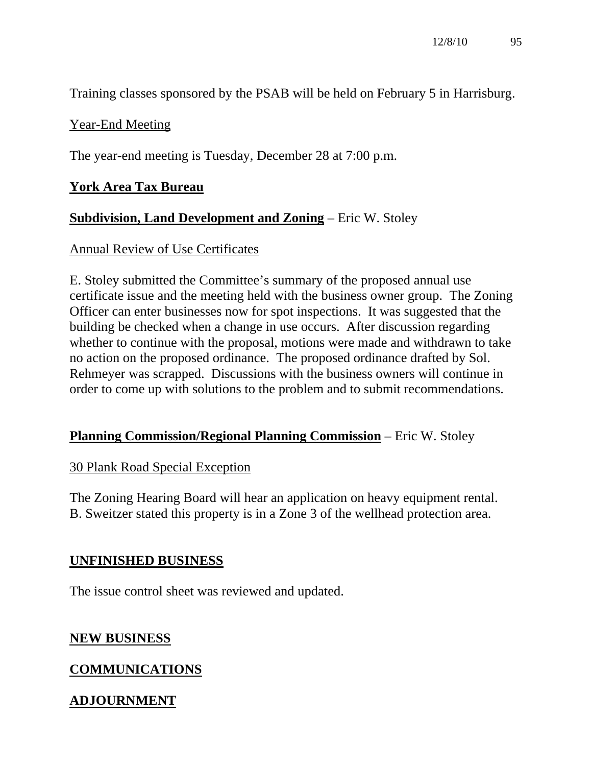Training classes sponsored by the PSAB will be held on February 5 in Harrisburg.

Year-End Meeting

The year-end meeting is Tuesday, December 28 at 7:00 p.m.

**York Area Tax Bureau**

**Subdivision, Land Development and Zoning** – Eric W. Stoley

Annual Review of Use Certificates

E. Stoley submitted the Committee's summary of the proposed annual use certificate issue and the meeting held with the business owner group. The Zoning Officer can enter businesses now for spot inspections. It was suggested that the building be checked when a change in use occurs. After discussion regarding whether to continue with the proposal, motions were made and withdrawn to take no action on the proposed ordinance. The proposed ordinance drafted by Sol. Rehmeyer was scrapped. Discussions with the business owners will continue in order to come up with solutions to the problem and to submit recommendations.

**Planning Commission/Regional Planning Commission** – Eric W. Stoley

30 Plank Road Special Exception

The Zoning Hearing Board will hear an application on heavy equipment rental. B. Sweitzer stated this property is in a Zone 3 of the wellhead protection area.

**UNFINISHED BUSINESS**

The issue control sheet was reviewed and updated.

**NEW BUSINESS**

**COMMUNICATIONS**

**ADJOURNMENT**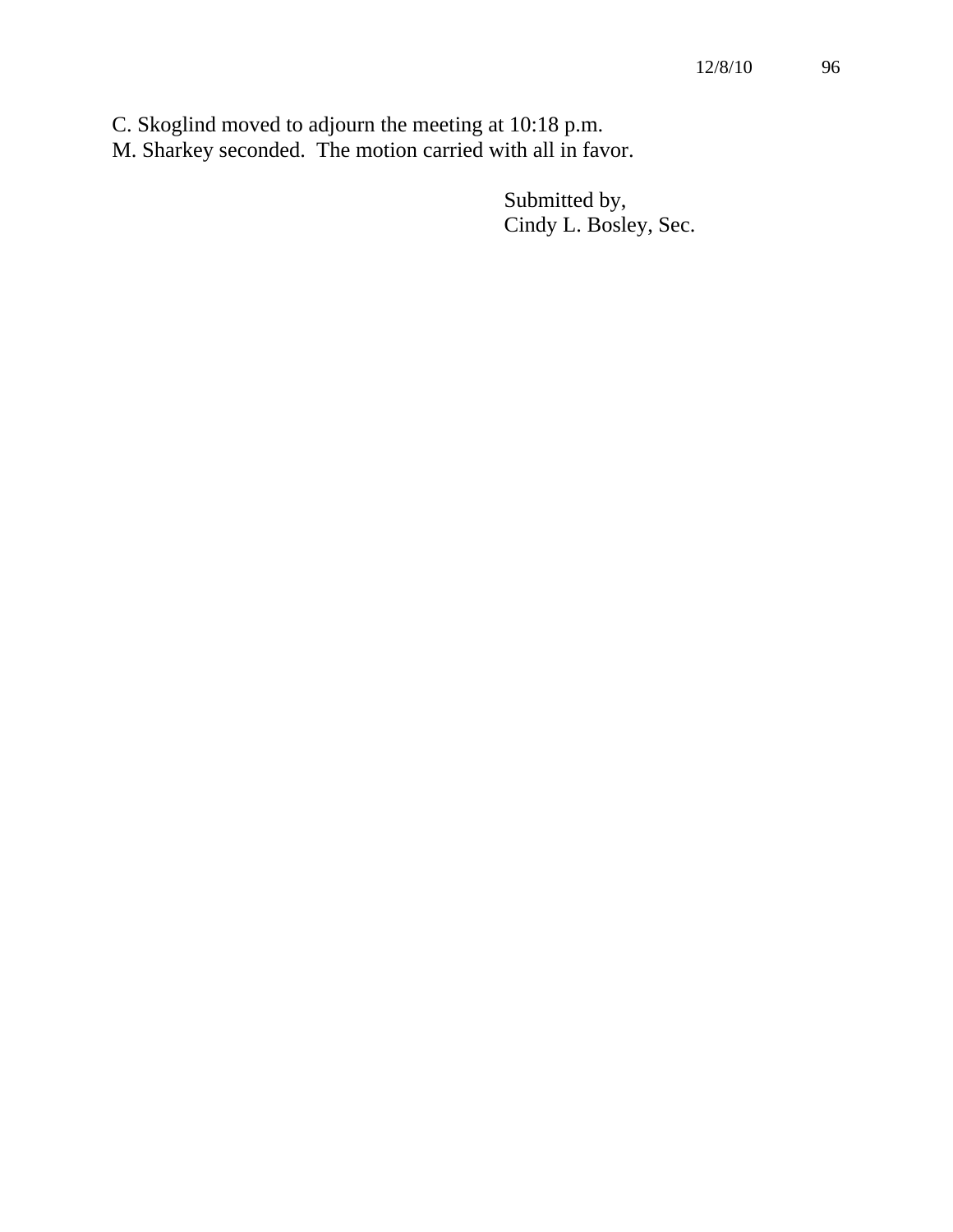C. Skoglind moved to adjourn the meeting at 10:18 p.m.
M. Sharkey seconded. The motion carried with all in favor.

Submitted by,
Cindy L. Bosley, Sec.